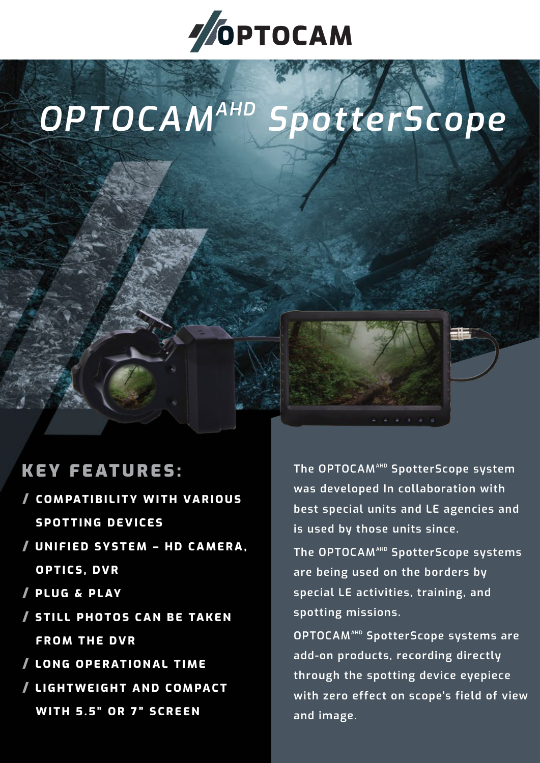# OPTOCAM

# OPTOCAM[AHD] SpotterScope

## KEY FEATURES:

- / COMPATIBILITY WITH VARIOUS SPOTTING DEVICES
- / UNIFIED SYSTEM – HD CAMERA, OPTICS, DVR
- / PLUG & PLAY
- / STILL PHOTOS CAN BE TAKEN FROM THE DVR
- / LONG OPERATIONAL TIME
- / LIGHTWEIGHT AND COMPACT WITH 5.5" OR 7" SCREEN

The OPTOCAM[AHD] SpotterScope system was developed In collaboration with best special units and LE agencies and is used by those units since.

The OPTOCAM[AHD] SpotterScope systems are being used on the borders by special LE activities, training, and spotting missions.

OPTOCAM[AHD] SpotterScope systems are add-on products, recording directly through the spotting device eyepiece with zero effect on scope's field of view and image.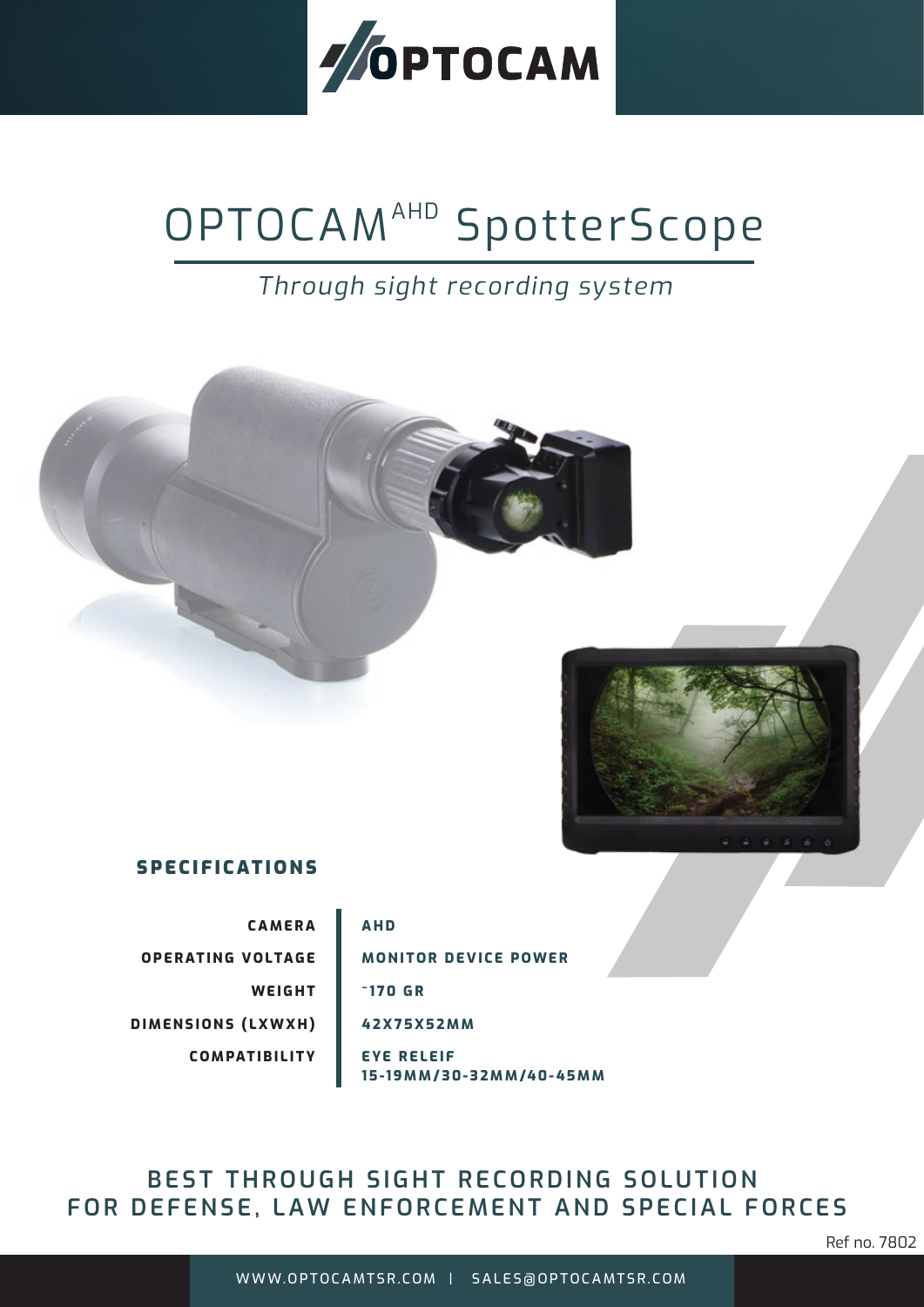# OPTOCAM

## OPTOCAM$^{AHD}$ SpotterScope

*Through sight recording system*

### SPECIFICATIONS

| | |
|---|---|
| **CAMERA** | **AHD** |
| **OPERATING VOLTAGE** | **MONITOR DEVICE POWER** |
| **WEIGHT** | **~170 GR** |
| **DIMENSIONS (LXWXH)** | **42X75X52MM** |
| **COMPATIBILITY** | **EYE RELEIF 15-19MM/30-32MM/40-45MM** |

## BEST THROUGH SIGHT RECORDING SOLUTION FOR DEFENSE, LAW ENFORCEMENT AND SPECIAL FORCES

Ref no. 7802

WWW.OPTOCAMTSR.COM | SALES@OPTOCAMTSR.COM